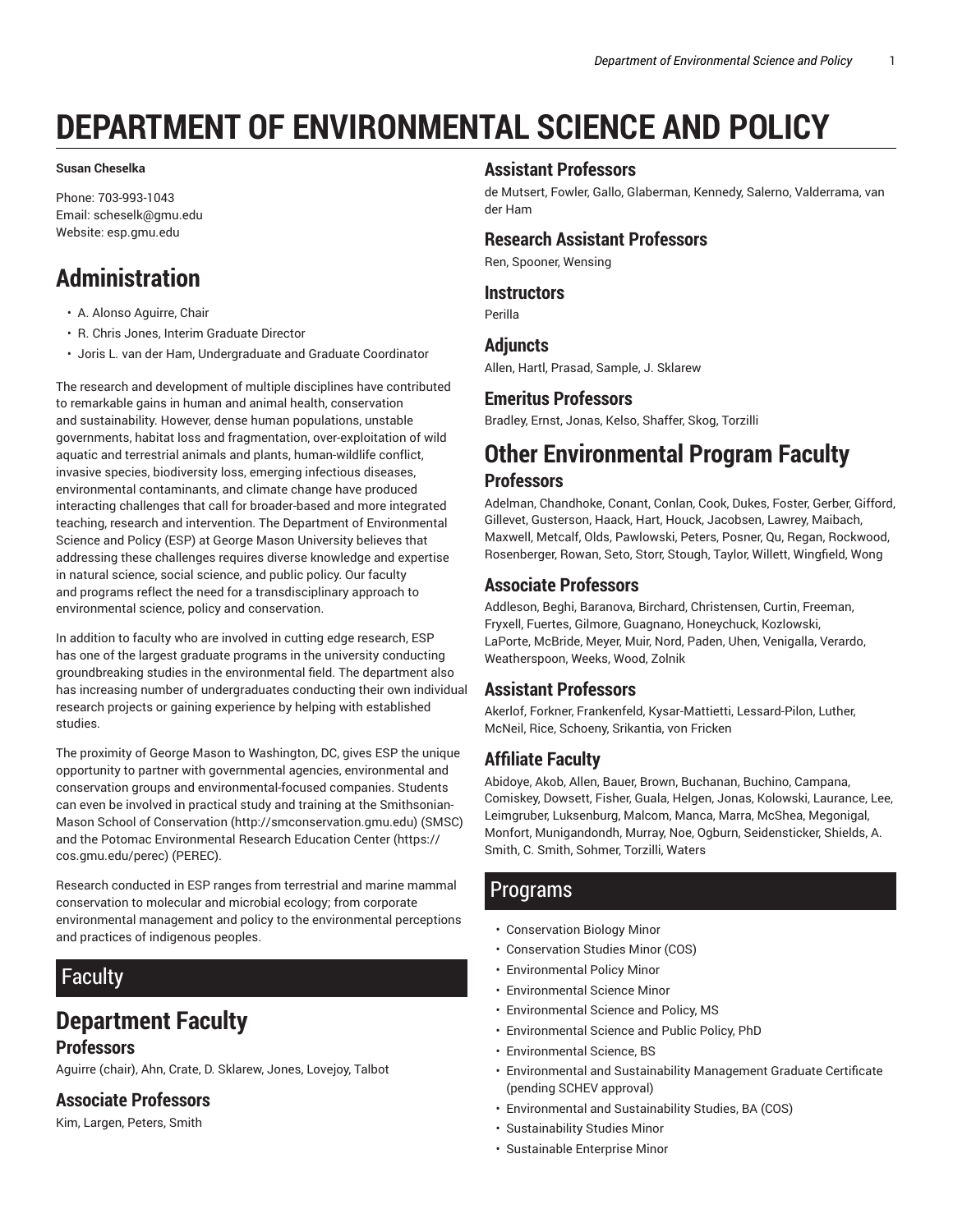# DEPARTMENT OF ENVIRONMENTAL SCIENCE AND POLICY

**Susan Cheselka**

Phone: 703-993-1043
Email: scheselk@gmu.edu
Website: esp.gmu.edu

## Administration

- A. Alonso Aguirre, Chair
- R. Chris Jones, Interim Graduate Director
- Joris L. van der Ham, Undergraduate and Graduate Coordinator

The research and development of multiple disciplines have contributed to remarkable gains in human and animal health, conservation and sustainability. However, dense human populations, unstable governments, habitat loss and fragmentation, over-exploitation of wild aquatic and terrestrial animals and plants, human-wildlife conflict, invasive species, biodiversity loss, emerging infectious diseases, environmental contaminants, and climate change have produced interacting challenges that call for broader-based and more integrated teaching, research and intervention. The Department of Environmental Science and Policy (ESP) at George Mason University believes that addressing these challenges requires diverse knowledge and expertise in natural science, social science, and public policy. Our faculty and programs reflect the need for a transdisciplinary approach to environmental science, policy and conservation.

In addition to faculty who are involved in cutting edge research, ESP has one of the largest graduate programs in the university conducting groundbreaking studies in the environmental field. The department also has increasing number of undergraduates conducting their own individual research projects or gaining experience by helping with established studies.

The proximity of George Mason to Washington, DC, gives ESP the unique opportunity to partner with governmental agencies, environmental and conservation groups and environmental-focused companies. Students can even be involved in practical study and training at the Smithsonian-Mason School of Conservation (http://smconservation.gmu.edu) (SMSC) and the Potomac Environmental Research Education Center (https://cos.gmu.edu/perec) (PEREC).

Research conducted in ESP ranges from terrestrial and marine mammal conservation to molecular and microbial ecology; from corporate environmental management and policy to the environmental perceptions and practices of indigenous peoples.

## Faculty

## Department Faculty

### Professors

Aguirre (chair), Ahn, Crate, D. Sklarew, Jones, Lovejoy, Talbot

### Associate Professors

Kim, Largen, Peters, Smith

### Assistant Professors

de Mutsert, Fowler, Gallo, Glaberman, Kennedy, Salerno, Valderrama, van der Ham

### Research Assistant Professors

Ren, Spooner, Wensing

### Instructors

Perilla

### Adjuncts

Allen, Hartl, Prasad, Sample, J. Sklarew

### Emeritus Professors

Bradley, Ernst, Jonas, Kelso, Shaffer, Skog, Torzilli

## Other Environmental Program Faculty

### Professors

Adelman, Chandhoke, Conant, Conlan, Cook, Dukes, Foster, Gerber, Gifford, Gillevet, Gusterson, Haack, Hart, Houck, Jacobsen, Lawrey, Maibach, Maxwell, Metcalf, Olds, Pawlowski, Peters, Posner, Qu, Regan, Rockwood, Rosenberger, Rowan, Seto, Storr, Stough, Taylor, Willett, Wingfield, Wong

### Associate Professors

Addleson, Beghi, Baranova, Birchard, Christensen, Curtin, Freeman, Fryxell, Fuertes, Gilmore, Guagnano, Honeychuck, Kozlowski, LaPorte, McBride, Meyer, Muir, Nord, Paden, Uhen, Venigalla, Verardo, Weatherspoon, Weeks, Wood, Zolnik

### Assistant Professors

Akerlof, Forkner, Frankenfeld, Kysar-Mattietti, Lessard-Pilon, Luther, McNeil, Rice, Schoeny, Srikantia, von Fricken

### Affiliate Faculty

Abidoye, Akob, Allen, Bauer, Brown, Buchanan, Buchino, Campana, Comiskey, Dowsett, Fisher, Guala, Helgen, Jonas, Kolowski, Laurance, Lee, Leimgruber, Luksenburg, Malcom, Manca, Marra, McShea, Megonigal, Monfort, Munigandondh, Murray, Noe, Ogburn, Seidensticker, Shields, A. Smith, C. Smith, Sohmer, Torzilli, Waters

## Programs

- Conservation Biology Minor
- Conservation Studies Minor (COS)
- Environmental Policy Minor
- Environmental Science Minor
- Environmental Science and Policy, MS
- Environmental Science and Public Policy, PhD
- Environmental Science, BS
- Environmental and Sustainability Management Graduate Certificate (pending SCHEV approval)
- Environmental and Sustainability Studies, BA (COS)
- Sustainability Studies Minor
- Sustainable Enterprise Minor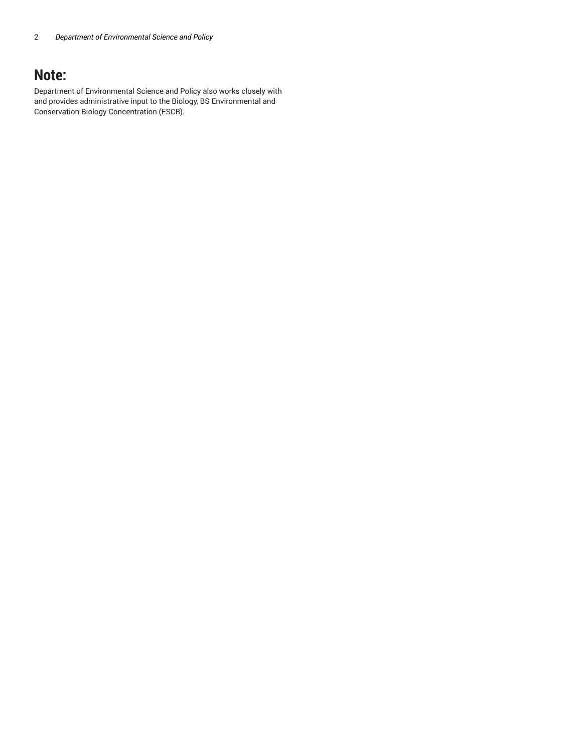## Note:

Department of Environmental Science and Policy also works closely with and provides administrative input to the Biology, BS Environmental and Conservation Biology Concentration (ESCB).